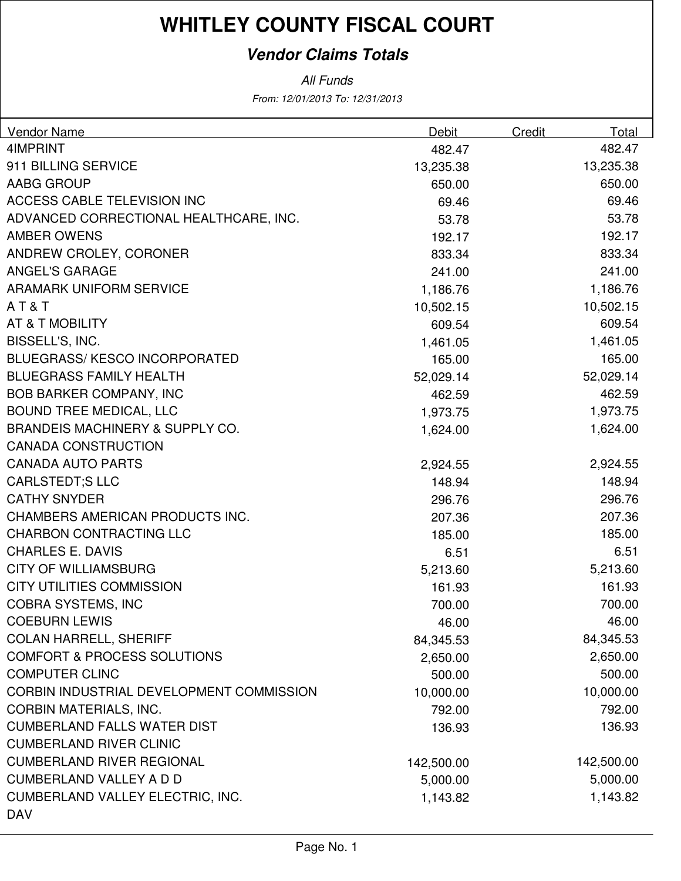# WHITLEY COUNTY FISCAL COURT

## *Vendor Claims Totals*

*All Funds*

*From: 12/01/2013 To: 12/31/2013*

| Vendor Name | Debit | Credit | Total |
|---|---|---|---|
| 4IMPRINT | 482.47 | | 482.47 |
| 911 BILLING SERVICE | 13,235.38 | | 13,235.38 |
| AABG GROUP | 650.00 | | 650.00 |
| ACCESS CABLE TELEVISION INC | 69.46 | | 69.46 |
| ADVANCED CORRECTIONAL HEALTHCARE, INC. | 53.78 | | 53.78 |
| AMBER OWENS | 192.17 | | 192.17 |
| ANDREW CROLEY, CORONER | 833.34 | | 833.34 |
| ANGEL'S GARAGE | 241.00 | | 241.00 |
| ARAMARK UNIFORM SERVICE | 1,186.76 | | 1,186.76 |
| A T & T | 10,502.15 | | 10,502.15 |
| AT & T MOBILITY | 609.54 | | 609.54 |
| BISSELL'S, INC. | 1,461.05 | | 1,461.05 |
| BLUEGRASS/ KESCO INCORPORATED | 165.00 | | 165.00 |
| BLUEGRASS FAMILY HEALTH | 52,029.14 | | 52,029.14 |
| BOB BARKER COMPANY, INC | 462.59 | | 462.59 |
| BOUND TREE MEDICAL, LLC | 1,973.75 | | 1,973.75 |
| BRANDEIS MACHINERY & SUPPLY CO. | 1,624.00 | | 1,624.00 |
| CANADA CONSTRUCTION | | | |
| CANADA AUTO PARTS | 2,924.55 | | 2,924.55 |
| CARLSTEDT;S LLC | 148.94 | | 148.94 |
| CATHY SNYDER | 296.76 | | 296.76 |
| CHAMBERS AMERICAN PRODUCTS INC. | 207.36 | | 207.36 |
| CHARBON CONTRACTING LLC | 185.00 | | 185.00 |
| CHARLES E. DAVIS | 6.51 | | 6.51 |
| CITY OF WILLIAMSBURG | 5,213.60 | | 5,213.60 |
| CITY UTILITIES COMMISSION | 161.93 | | 161.93 |
| COBRA SYSTEMS, INC | 700.00 | | 700.00 |
| COEBURN LEWIS | 46.00 | | 46.00 |
| COLAN HARRELL, SHERIFF | 84,345.53 | | 84,345.53 |
| COMFORT & PROCESS SOLUTIONS | 2,650.00 | | 2,650.00 |
| COMPUTER CLINC | 500.00 | | 500.00 |
| CORBIN INDUSTRIAL DEVELOPMENT COMMISSION | 10,000.00 | | 10,000.00 |
| CORBIN MATERIALS, INC. | 792.00 | | 792.00 |
| CUMBERLAND FALLS WATER DIST | 136.93 | | 136.93 |
| CUMBERLAND RIVER CLINIC | | | |
| CUMBERLAND RIVER REGIONAL | 142,500.00 | | 142,500.00 |
| CUMBERLAND VALLEY A D D | 5,000.00 | | 5,000.00 |
| CUMBERLAND VALLEY ELECTRIC, INC. | 1,143.82 | | 1,143.82 |
| DAV | | | |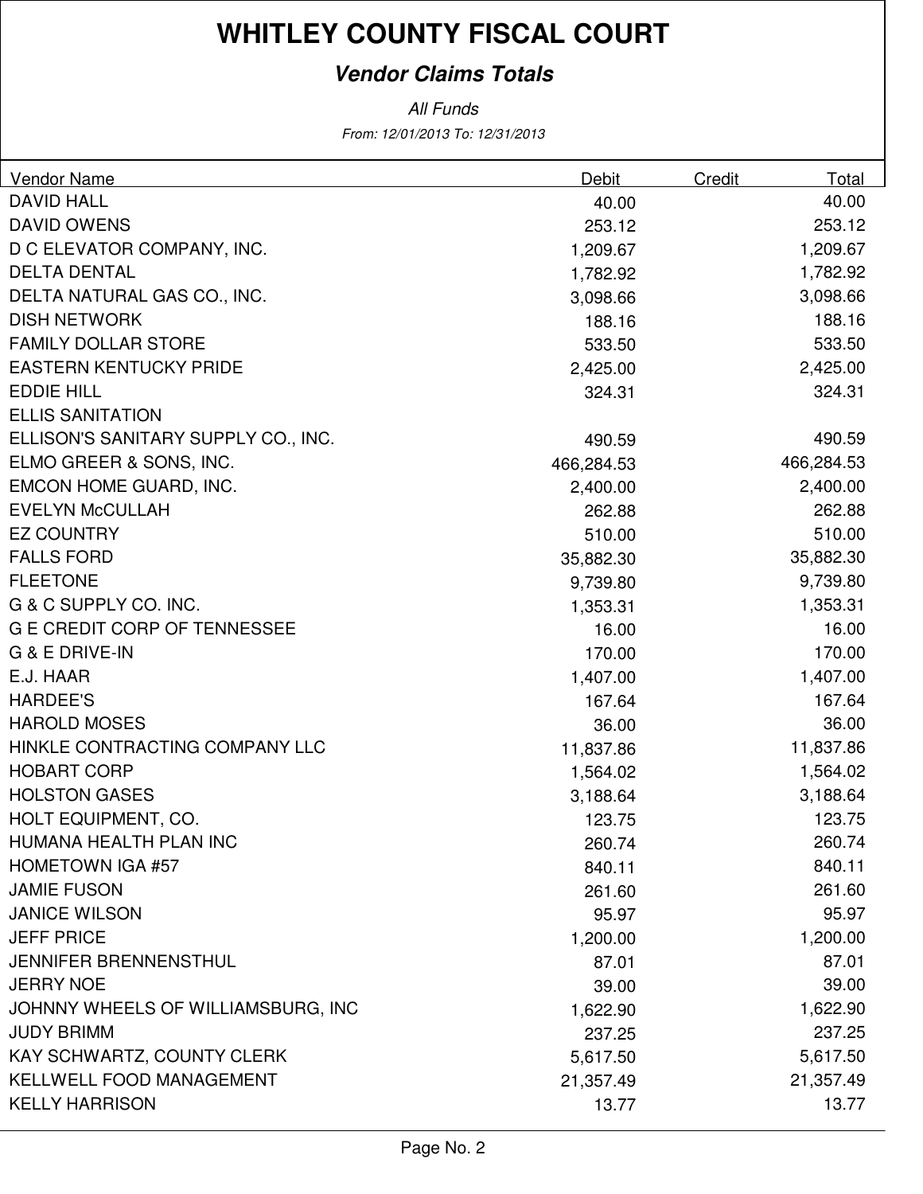# WHITLEY COUNTY FISCAL COURT

## *Vendor Claims Totals*

*All Funds*

*From: 12/01/2013 To: 12/31/2013*

| Vendor Name | Debit | Credit | Total |
|---|---|---|---|
| DAVID HALL | 40.00 | | 40.00 |
| DAVID OWENS | 253.12 | | 253.12 |
| D C ELEVATOR COMPANY, INC. | 1,209.67 | | 1,209.67 |
| DELTA DENTAL | 1,782.92 | | 1,782.92 |
| DELTA NATURAL GAS CO., INC. | 3,098.66 | | 3,098.66 |
| DISH NETWORK | 188.16 | | 188.16 |
| FAMILY DOLLAR STORE | 533.50 | | 533.50 |
| EASTERN KENTUCKY PRIDE | 2,425.00 | | 2,425.00 |
| EDDIE HILL | 324.31 | | 324.31 |
| ELLIS SANITATION | | | |
| ELLISON'S SANITARY SUPPLY CO., INC. | 490.59 | | 490.59 |
| ELMO GREER & SONS, INC. | 466,284.53 | | 466,284.53 |
| EMCON HOME GUARD, INC. | 2,400.00 | | 2,400.00 |
| EVELYN McCULLAH | 262.88 | | 262.88 |
| EZ COUNTRY | 510.00 | | 510.00 |
| FALLS FORD | 35,882.30 | | 35,882.30 |
| FLEETONE | 9,739.80 | | 9,739.80 |
| G & C SUPPLY CO. INC. | 1,353.31 | | 1,353.31 |
| G E CREDIT CORP OF TENNESSEE | 16.00 | | 16.00 |
| G & E DRIVE-IN | 170.00 | | 170.00 |
| E.J. HAAR | 1,407.00 | | 1,407.00 |
| HARDEE'S | 167.64 | | 167.64 |
| HAROLD MOSES | 36.00 | | 36.00 |
| HINKLE CONTRACTING COMPANY LLC | 11,837.86 | | 11,837.86 |
| HOBART CORP | 1,564.02 | | 1,564.02 |
| HOLSTON GASES | 3,188.64 | | 3,188.64 |
| HOLT EQUIPMENT, CO. | 123.75 | | 123.75 |
| HUMANA HEALTH PLAN INC | 260.74 | | 260.74 |
| HOMETOWN IGA #57 | 840.11 | | 840.11 |
| JAMIE FUSON | 261.60 | | 261.60 |
| JANICE WILSON | 95.97 | | 95.97 |
| JEFF PRICE | 1,200.00 | | 1,200.00 |
| JENNIFER BRENNENSTHUL | 87.01 | | 87.01 |
| JERRY NOE | 39.00 | | 39.00 |
| JOHNNY WHEELS OF WILLIAMSBURG, INC | 1,622.90 | | 1,622.90 |
| JUDY BRIMM | 237.25 | | 237.25 |
| KAY SCHWARTZ, COUNTY CLERK | 5,617.50 | | 5,617.50 |
| KELLWELL FOOD MANAGEMENT | 21,357.49 | | 21,357.49 |
| KELLY HARRISON | 13.77 | | 13.77 |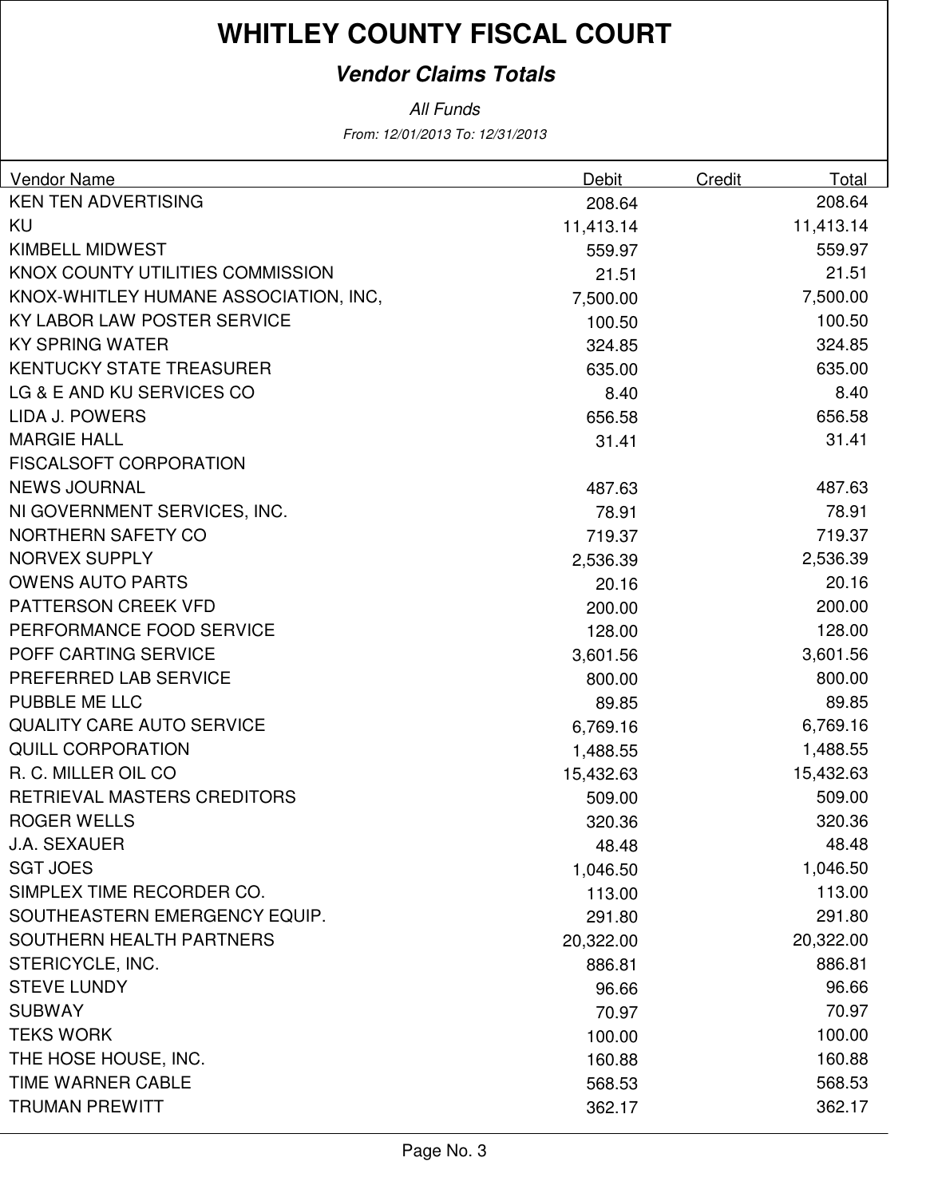# WHITLEY COUNTY FISCAL COURT

## *Vendor Claims Totals*

*All Funds*

*From: 12/01/2013 To: 12/31/2013*

| Vendor Name | Debit | Credit | Total |
|---|---|---|---|
| KEN TEN ADVERTISING | 208.64 | | 208.64 |
| KU | 11,413.14 | | 11,413.14 |
| KIMBELL MIDWEST | 559.97 | | 559.97 |
| KNOX COUNTY UTILITIES COMMISSION | 21.51 | | 21.51 |
| KNOX-WHITLEY HUMANE ASSOCIATION, INC, | 7,500.00 | | 7,500.00 |
| KY LABOR LAW POSTER SERVICE | 100.50 | | 100.50 |
| KY SPRING WATER | 324.85 | | 324.85 |
| KENTUCKY STATE TREASURER | 635.00 | | 635.00 |
| LG & E AND KU SERVICES CO | 8.40 | | 8.40 |
| LIDA J. POWERS | 656.58 | | 656.58 |
| MARGIE HALL | 31.41 | | 31.41 |
| FISCALSOFT CORPORATION | | | |
| NEWS JOURNAL | 487.63 | | 487.63 |
| NI GOVERNMENT SERVICES, INC. | 78.91 | | 78.91 |
| NORTHERN SAFETY CO | 719.37 | | 719.37 |
| NORVEX SUPPLY | 2,536.39 | | 2,536.39 |
| OWENS AUTO PARTS | 20.16 | | 20.16 |
| PATTERSON CREEK VFD | 200.00 | | 200.00 |
| PERFORMANCE FOOD SERVICE | 128.00 | | 128.00 |
| POFF CARTING SERVICE | 3,601.56 | | 3,601.56 |
| PREFERRED LAB SERVICE | 800.00 | | 800.00 |
| PUBBLE ME LLC | 89.85 | | 89.85 |
| QUALITY CARE AUTO SERVICE | 6,769.16 | | 6,769.16 |
| QUILL CORPORATION | 1,488.55 | | 1,488.55 |
| R. C. MILLER OIL CO | 15,432.63 | | 15,432.63 |
| RETRIEVAL MASTERS CREDITORS | 509.00 | | 509.00 |
| ROGER WELLS | 320.36 | | 320.36 |
| J.A. SEXAUER | 48.48 | | 48.48 |
| SGT JOES | 1,046.50 | | 1,046.50 |
| SIMPLEX TIME RECORDER CO. | 113.00 | | 113.00 |
| SOUTHEASTERN EMERGENCY EQUIP. | 291.80 | | 291.80 |
| SOUTHERN HEALTH PARTNERS | 20,322.00 | | 20,322.00 |
| STERICYCLE, INC. | 886.81 | | 886.81 |
| STEVE LUNDY | 96.66 | | 96.66 |
| SUBWAY | 70.97 | | 70.97 |
| TEKS WORK | 100.00 | | 100.00 |
| THE HOSE HOUSE, INC. | 160.88 | | 160.88 |
| TIME WARNER CABLE | 568.53 | | 568.53 |
| TRUMAN PREWITT | 362.17 | | 362.17 |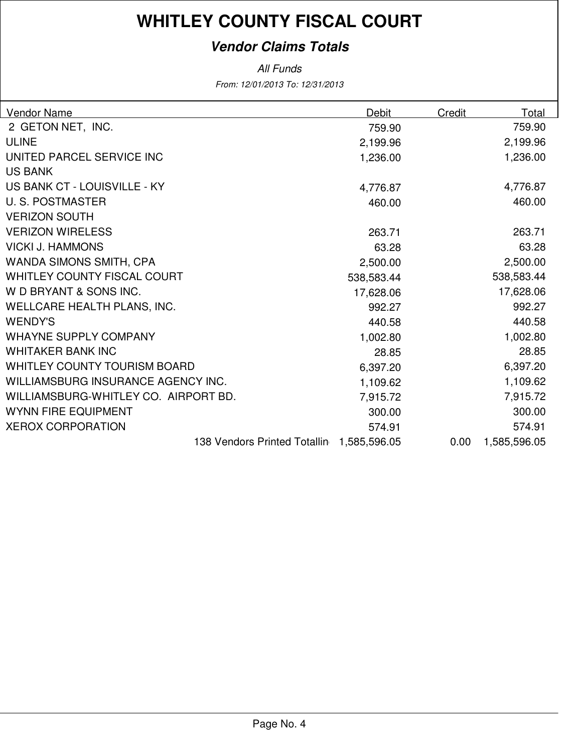# WHITLEY COUNTY FISCAL COURT

***Vendor Claims Totals***

*All Funds*

*From: 12/01/2013 To: 12/31/2013*

| Vendor Name | Debit | Credit | Total |
|---|---|---|---|
| 2 GETON NET, INC. | 759.90 | | 759.90 |
| ULINE | 2,199.96 | | 2,199.96 |
| UNITED PARCEL SERVICE INC | 1,236.00 | | 1,236.00 |
| US BANK | | | |
| US BANK CT - LOUISVILLE - KY | 4,776.87 | | 4,776.87 |
| U. S. POSTMASTER | 460.00 | | 460.00 |
| VERIZON SOUTH | | | |
| VERIZON WIRELESS | 263.71 | | 263.71 |
| VICKI J. HAMMONS | 63.28 | | 63.28 |
| WANDA SIMONS SMITH, CPA | 2,500.00 | | 2,500.00 |
| WHITLEY COUNTY FISCAL COURT | 538,583.44 | | 538,583.44 |
| W D BRYANT & SONS INC. | 17,628.06 | | 17,628.06 |
| WELLCARE HEALTH PLANS, INC. | 992.27 | | 992.27 |
| WENDY'S | 440.58 | | 440.58 |
| WHAYNE SUPPLY COMPANY | 1,002.80 | | 1,002.80 |
| WHITAKER BANK INC | 28.85 | | 28.85 |
| WHITLEY COUNTY TOURISM BOARD | 6,397.20 | | 6,397.20 |
| WILLIAMSBURG INSURANCE AGENCY INC. | 1,109.62 | | 1,109.62 |
| WILLIAMSBURG-WHITLEY CO. AIRPORT BD. | 7,915.72 | | 7,915.72 |
| WYNN FIRE EQUIPMENT | 300.00 | | 300.00 |
| XEROX CORPORATION | 574.91 | | 574.91 |
| 138 Vendors Printed Totallin | 1,585,596.05 | 0.00 | 1,585,596.05 |